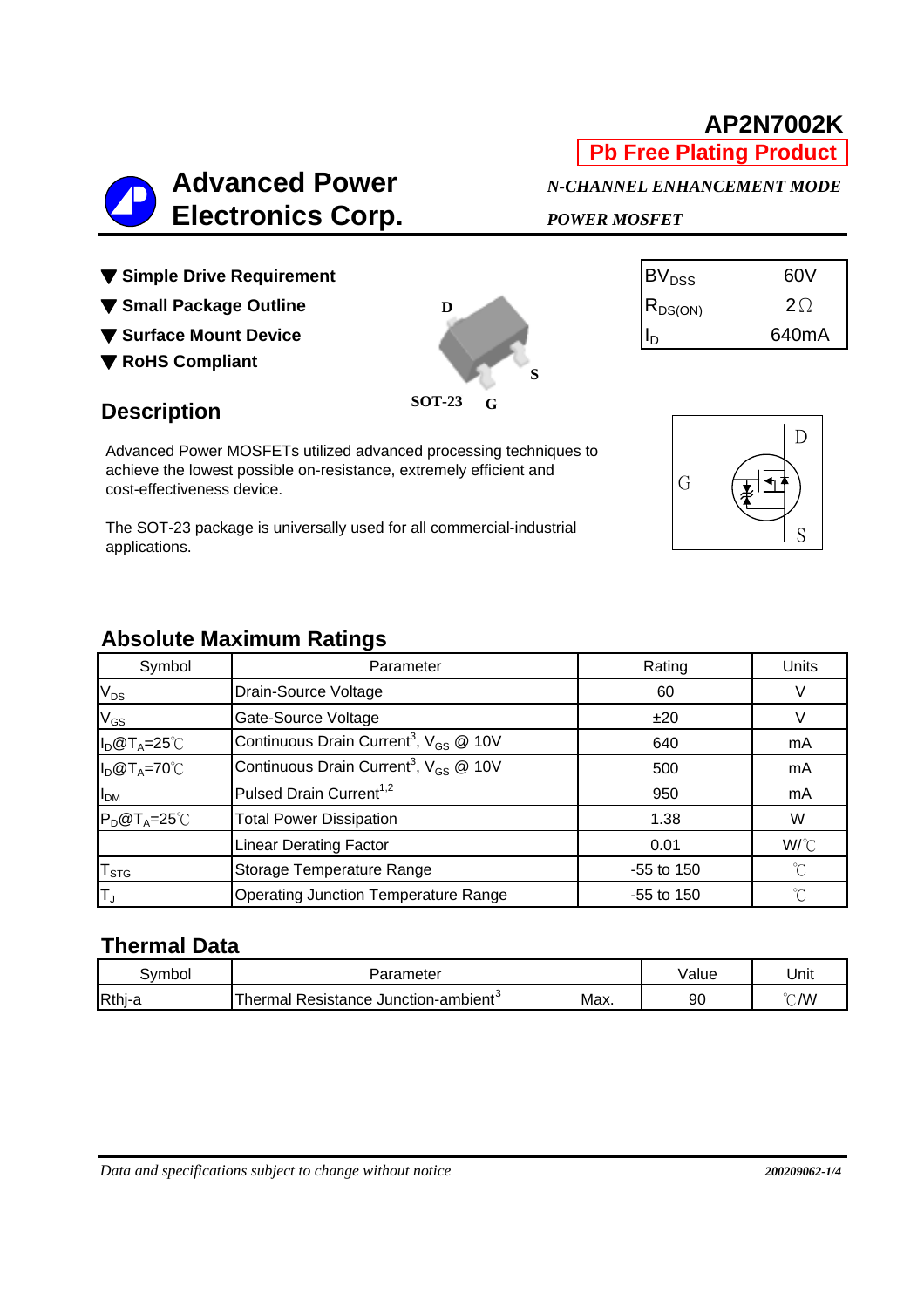# AP2N7002K

**Pb Free Plating Product**

## Advanced Power Electronics Corp.

*N-CHANNEL ENHANCEMENT MODE POWER MOSFET*

- ▼ **Simple Drive Requirement**
- ▼ **Small Package Outline**
- ▼ **Surface Mount Device**
- ▼ **RoHS Compliant**

| | |
|---|---|
| $BV_{DSS}$ | 60V |
| $R_{DS(ON)}$ | 2Ω |
| $I_D$ | 640mA |

SOT-23

## Description

Advanced Power MOSFETs utilized advanced processing techniques to achieve the lowest possible on-resistance, extremely efficient and cost-effectiveness device.

The SOT-23 package is universally used for all commercial-industrial applications.

## Absolute Maximum Ratings

| Symbol | Parameter | Rating | Units |
|---|---|---|---|
| $V_{DS}$ | Drain-Source Voltage | 60 | V |
| $V_{GS}$ | Gate-Source Voltage | ±20 | V |
| $I_D$@$T_A$=25℃ | Continuous Drain Current[3], $V_{GS}$ @ 10V | 640 | mA |
| $I_D$@$T_A$=70℃ | Continuous Drain Current[3], $V_{GS}$ @ 10V | 500 | mA |
| $I_{DM}$ | Pulsed Drain Current[1,2] | 950 | mA |
| $P_D$@$T_A$=25℃ | Total Power Dissipation | 1.38 | W |
| | Linear Derating Factor | 0.01 | W/℃ |
| $T_{STG}$ | Storage Temperature Range | -55 to 150 | ℃ |
| $T_J$ | Operating Junction Temperature Range | -55 to 150 | ℃ |

## Thermal Data

| Symbol | Parameter | | Value | Unit |
|---|---|---|---|---|
| Rthj-a | Thermal Resistance Junction-ambient[3] | Max. | 90 | ℃/W |

*Data and specifications subject to change without notice*

200209062-1/4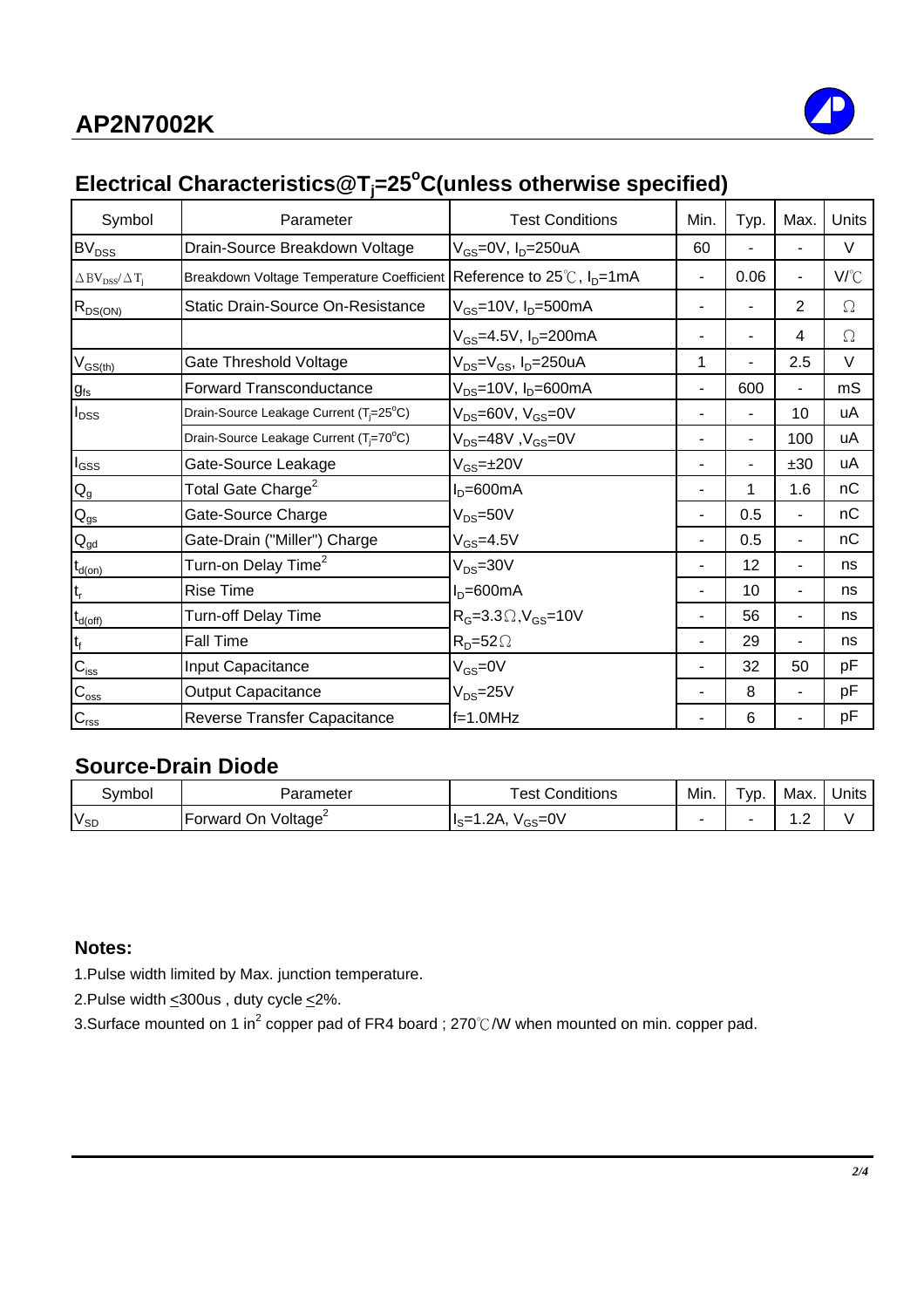## Electrical Characteristics@$T_j$=25°C(unless otherwise specified)

| Symbol | Parameter | Test Conditions | Min. | Typ. | Max. | Units |
|---|---|---|---|---|---|---|
| $BV_{DSS}$ | Drain-Source Breakdown Voltage | $V_{GS}$=0V, $I_D$=250uA | 60 | - | - | V |
| $\Delta BV_{DSS}/\Delta T_j$ | Breakdown Voltage Temperature Coefficient | Reference to 25℃, $I_D$=1mA | - | 0.06 | - | V/℃ |
| $R_{DS(ON)}$ | Static Drain-Source On-Resistance | $V_{GS}$=10V, $I_D$=500mA | - | - | 2 | Ω |
| | | $V_{GS}$=4.5V, $I_D$=200mA | - | - | 4 | Ω |
| $V_{GS(th)}$ | Gate Threshold Voltage | $V_{DS}$=$V_{GS}$, $I_D$=250uA | 1 | - | 2.5 | V |
| $g_{fs}$ | Forward Transconductance | $V_{DS}$=10V, $I_D$=600mA | - | 600 | - | mS |
| $I_{DSS}$ | Drain-Source Leakage Current ($T_j$=25°C) | $V_{DS}$=60V, $V_{GS}$=0V | - | - | 10 | uA |
| | Drain-Source Leakage Current ($T_j$=70°C) | $V_{DS}$=48V ,$V_{GS}$=0V | - | - | 100 | uA |
| $I_{GSS}$ | Gate-Source Leakage | $V_{GS}$=±20V | - | - | ±30 | uA |
| $Q_g$ | Total Gate Charge[2] | $I_D$=600mA | - | 1 | 1.6 | nC |
| $Q_{gs}$ | Gate-Source Charge | $V_{DS}$=50V | - | 0.5 | - | nC |
| $Q_{gd}$ | Gate-Drain ("Miller") Charge | $V_{GS}$=4.5V | - | 0.5 | - | nC |
| $t_{d(on)}$ | Turn-on Delay Time[2] | $V_{DS}$=30V | - | 12 | - | ns |
| $t_r$ | Rise Time | $I_D$=600mA | - | 10 | - | ns |
| $t_{d(off)}$ | Turn-off Delay Time | $R_G$=3.3Ω,$V_{GS}$=10V | - | 56 | - | ns |
| $t_f$ | Fall Time | $R_D$=52Ω | - | 29 | - | ns |
| $C_{iss}$ | Input Capacitance | $V_{GS}$=0V | - | 32 | 50 | pF |
| $C_{oss}$ | Output Capacitance | $V_{DS}$=25V | - | 8 | - | pF |
| $C_{rss}$ | Reverse Transfer Capacitance | f=1.0MHz | - | 6 | - | pF |

## Source-Drain Diode

| Symbol | Parameter | Test Conditions | Min. | Typ. | Max. | Units |
|---|---|---|---|---|---|---|
| $V_{SD}$ | Forward On Voltage[2] | $I_S$=1.2A, $V_{GS}$=0V | - | - | 1.2 | V |

**Notes:**

1.Pulse width limited by Max. junction temperature.

2.Pulse width ≤300us , duty cycle ≤2%.

3.Surface mounted on 1 $in^2$ copper pad of FR4 board ; 270℃/W when mounted on min. copper pad.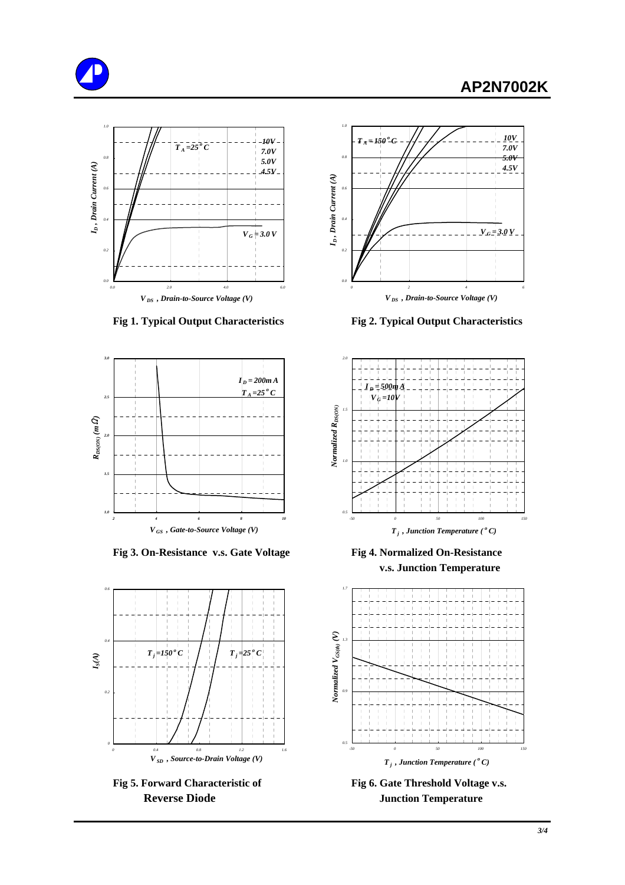Fig 1. Typical Output Characteristics

Fig 2. Typical Output Characteristics

Fig 3. On-Resistance v.s. Gate Voltage

Fig 4. Normalized On-Resistance v.s. Junction Temperature

Fig 5. Forward Characteristic of Reverse Diode

Fig 6. Gate Threshold Voltage v.s. Junction Temperature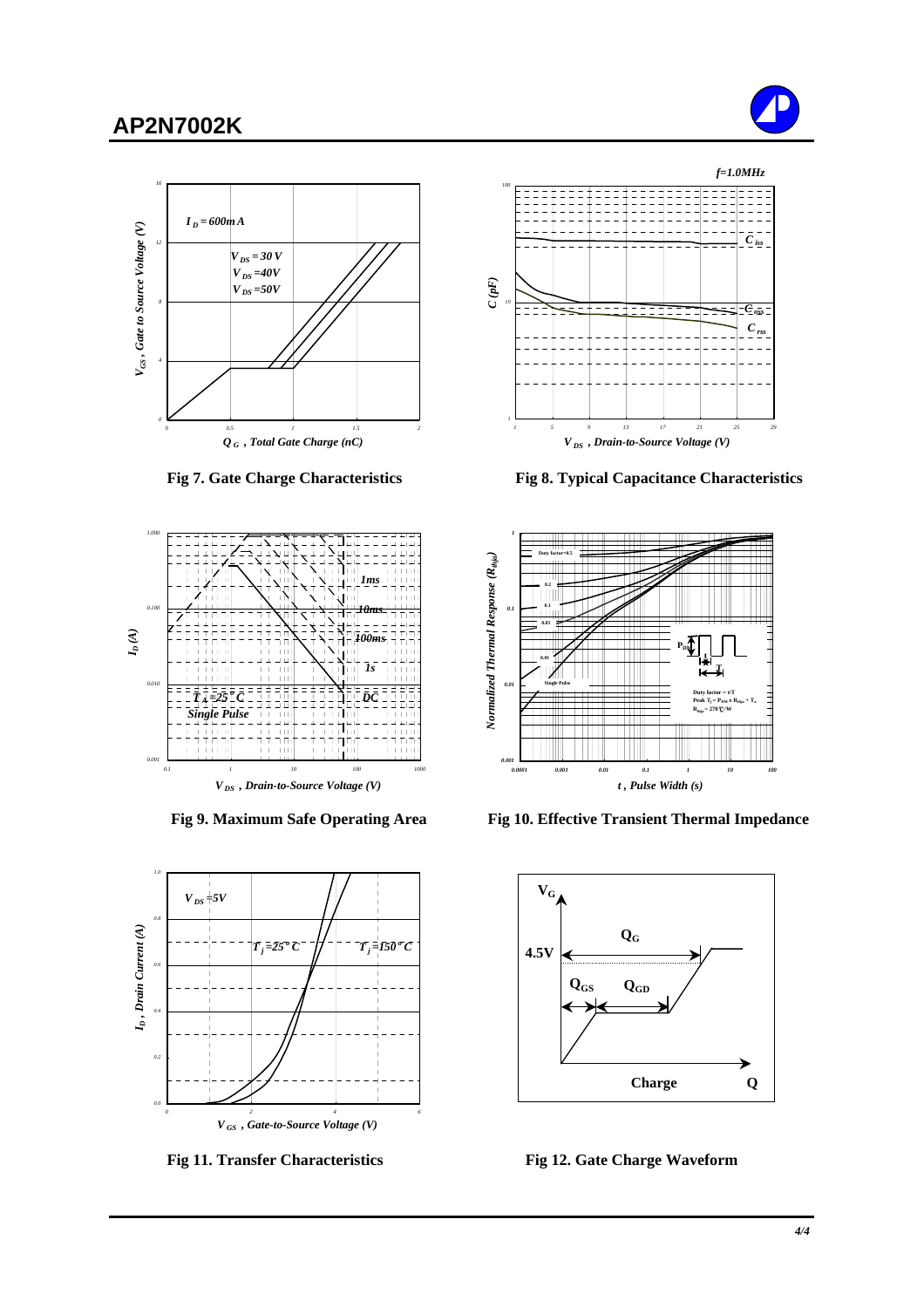## AP2N7002K

$I_D = 600mA$

$V_{DS} = 30V$

$V_{DS} = 40V$

$V_{DS} = 50V$

$V_{GS}$ , Gate to Source Voltage (V)

$Q_G$ , Total Gate Charge (nC)

0 0.5 1 1.5 2

0 4 8 12 16

**Fig 7. Gate Charge Characteristics**

f=1.0MHz

$C_{iss}$

$C_{oss}$

$C_{rss}$

C (pF)

$V_{DS}$ , Drain-to-Source Voltage (V)

1 5 9 13 17 21 25 29

1 10 100

**Fig 8. Typical Capacitance Characteristics**

1ms

10ms

100ms

1s

DC

$T_A = 25°C$

Single Pulse

$I_D$ (A)

$V_{DS}$ , Drain-to-Source Voltage (V)

0.1 1 10 100 1000

0.001 0.010 0.100 1.000

**Fig 9. Maximum Safe Operating Area**

Duty factor=0.5

0.2

0.1

0.05

0.01

Single Pulse

$P_{DM}$

t

T

Duty factor = t/T

Peak $T_j = P_{DM} \times R_{thja} + T_a$

$R_{thja} = 270°C/W$

Normalized Thermal Response ($R_{thja}$)

t , Pulse Width (s)

0.0001 0.001 0.01 0.1 1 10 100

0.001 0.01 0.1 1

**Fig 10. Effective Transient Thermal Impedance**

$V_{DS} = 5V$

$T_j = 25°C$

$T_j = 150°C$

$I_D$ , Drain Current (A)

$V_{GS}$ , Gate-to-Source Voltage (V)

0 2 4 6

0.0 0.2 0.4 0.6 0.8 1.0

**Fig 11. Transfer Characteristics**

$V_G$

4.5V

$Q_G$

$Q_{GS}$

$Q_{GD}$

Charge

Q

**Fig 12. Gate Charge Waveform**